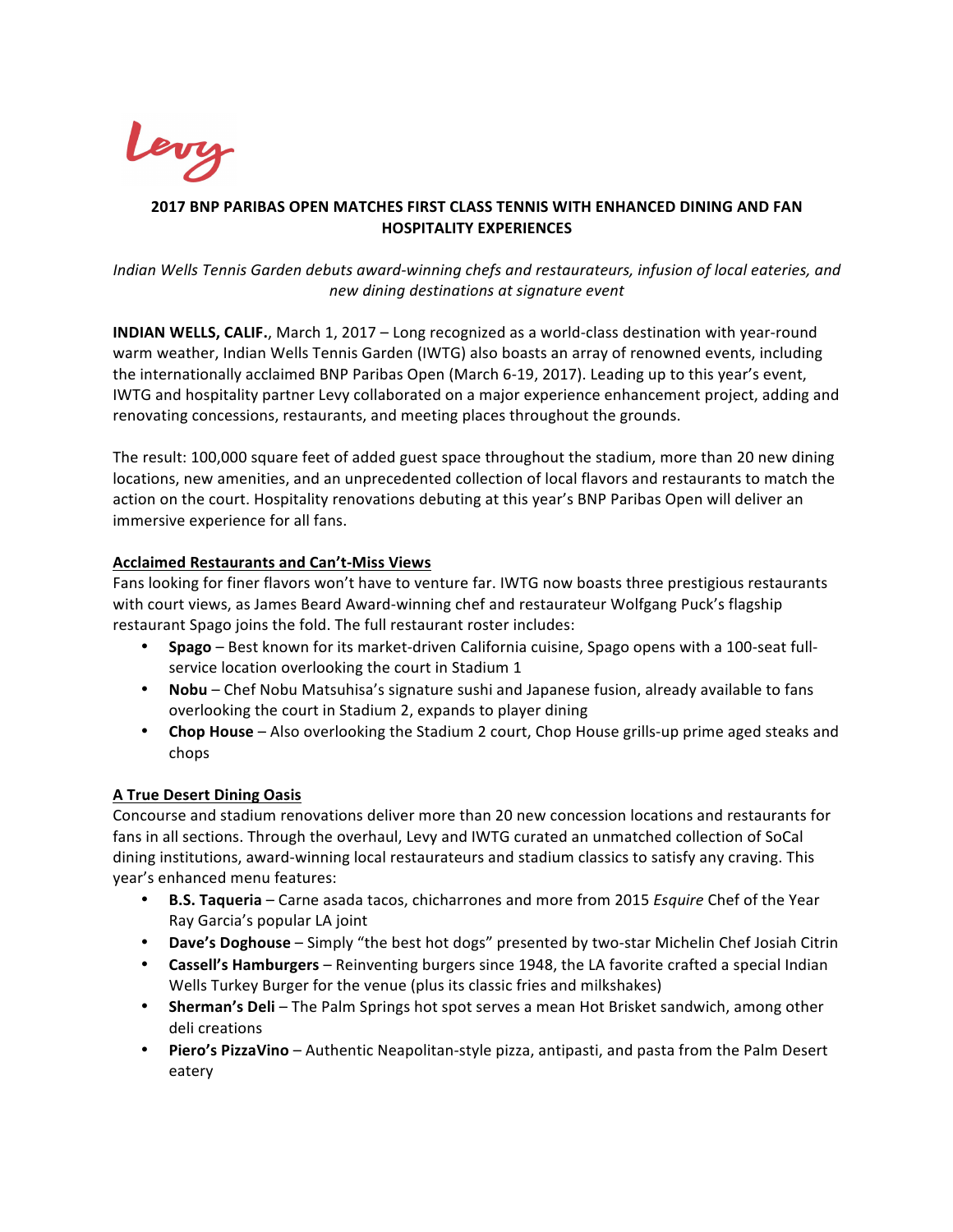Levy

**2017 BNP PARIBAS OPEN MATCHES FIRST CLASS TENNIS WITH ENHANCED DINING AND FAN HOSPITALITY EXPERIENCES**

*Indian Wells Tennis Garden debuts award-winning chefs and restaurateurs, infusion of local eateries, and new dining destinations at signature event*

**INDIAN WELLS, CALIF.**, March 1, 2017 – Long recognized as a world-class destination with year-round warm weather, Indian Wells Tennis Garden (IWTG) also boasts an array of renowned events, including the internationally acclaimed BNP Paribas Open (March 6-19, 2017). Leading up to this year's event, IWTG and hospitality partner Levy collaborated on a major experience enhancement project, adding and renovating concessions, restaurants, and meeting places throughout the grounds.

The result: 100,000 square feet of added guest space throughout the stadium, more than 20 new dining locations, new amenities, and an unprecedented collection of local flavors and restaurants to match the action on the court. Hospitality renovations debuting at this year's BNP Paribas Open will deliver an immersive experience for all fans.

**Acclaimed Restaurants and Can't-Miss Views**

Fans looking for finer flavors won't have to venture far. IWTG now boasts three prestigious restaurants with court views, as James Beard Award-winning chef and restaurateur Wolfgang Puck's flagship restaurant Spago joins the fold. The full restaurant roster includes:

- **Spago** – Best known for its market-driven California cuisine, Spago opens with a 100-seat full-service location overlooking the court in Stadium 1
- **Nobu** – Chef Nobu Matsuhisa's signature sushi and Japanese fusion, already available to fans overlooking the court in Stadium 2, expands to player dining
- **Chop House** – Also overlooking the Stadium 2 court, Chop House grills-up prime aged steaks and chops

**A True Desert Dining Oasis**

Concourse and stadium renovations deliver more than 20 new concession locations and restaurants for fans in all sections. Through the overhaul, Levy and IWTG curated an unmatched collection of SoCal dining institutions, award-winning local restaurateurs and stadium classics to satisfy any craving. This year's enhanced menu features:

- **B.S. Taqueria** – Carne asada tacos, chicharrones and more from 2015 *Esquire* Chef of the Year Ray Garcia's popular LA joint
- **Dave's Doghouse** – Simply "the best hot dogs" presented by two-star Michelin Chef Josiah Citrin
- **Cassell's Hamburgers** – Reinventing burgers since 1948, the LA favorite crafted a special Indian Wells Turkey Burger for the venue (plus its classic fries and milkshakes)
- **Sherman's Deli** – The Palm Springs hot spot serves a mean Hot Brisket sandwich, among other deli creations
- **Piero's PizzaVino** – Authentic Neapolitan-style pizza, antipasti, and pasta from the Palm Desert eatery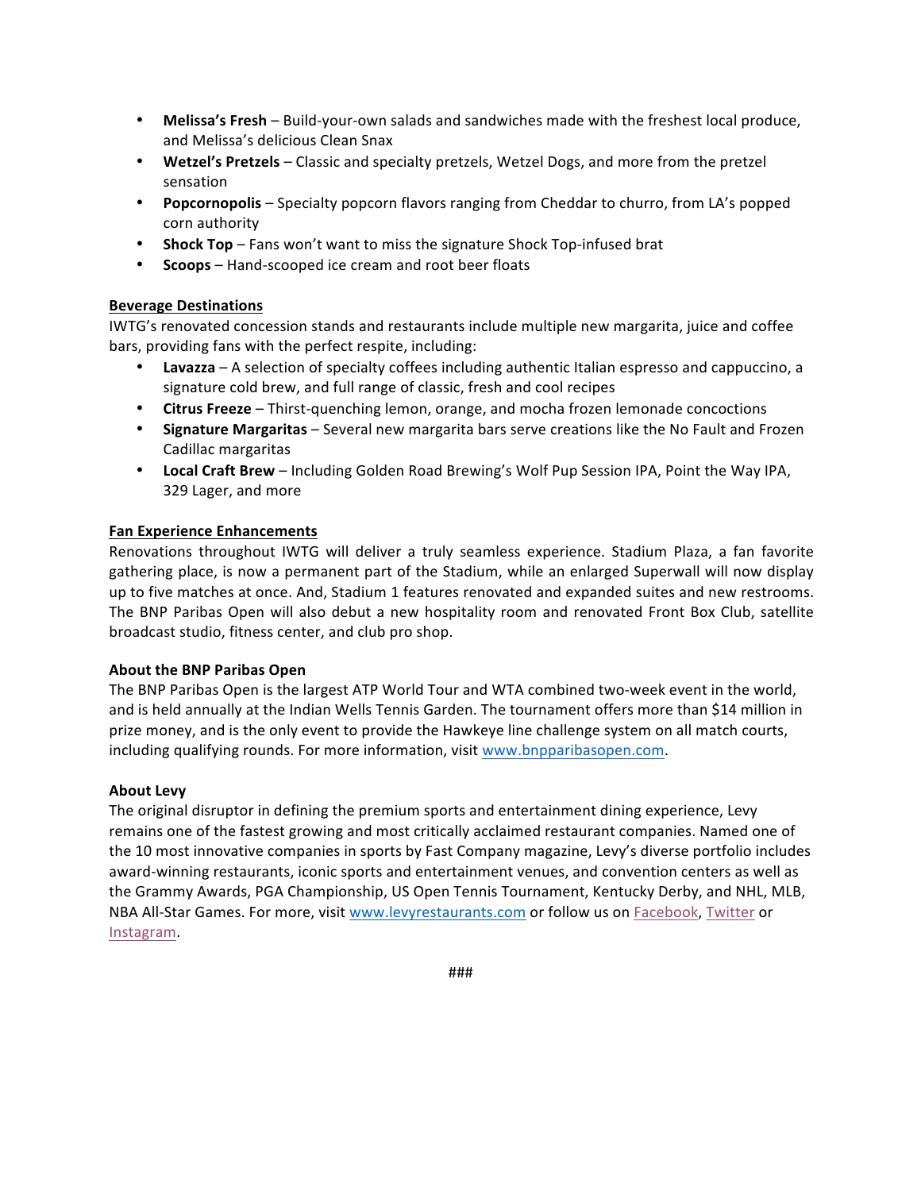- **Melissa's Fresh** – Build-your-own salads and sandwiches made with the freshest local produce, and Melissa's delicious Clean Snax
- **Wetzel's Pretzels** – Classic and specialty pretzels, Wetzel Dogs, and more from the pretzel sensation
- **Popcornopolis** – Specialty popcorn flavors ranging from Cheddar to churro, from LA's popped corn authority
- **Shock Top** – Fans won't want to miss the signature Shock Top-infused brat
- **Scoops** – Hand-scooped ice cream and root beer floats

**Beverage Destinations**

IWTG's renovated concession stands and restaurants include multiple new margarita, juice and coffee bars, providing fans with the perfect respite, including:

- **Lavazza** – A selection of specialty coffees including authentic Italian espresso and cappuccino, a signature cold brew, and full range of classic, fresh and cool recipes
- **Citrus Freeze** – Thirst-quenching lemon, orange, and mocha frozen lemonade concoctions
- **Signature Margaritas** – Several new margarita bars serve creations like the No Fault and Frozen Cadillac margaritas
- **Local Craft Brew** – Including Golden Road Brewing's Wolf Pup Session IPA, Point the Way IPA, 329 Lager, and more

**Fan Experience Enhancements**

Renovations throughout IWTG will deliver a truly seamless experience. Stadium Plaza, a fan favorite gathering place, is now a permanent part of the Stadium, while an enlarged Superwall will now display up to five matches at once. And, Stadium 1 features renovated and expanded suites and new restrooms. The BNP Paribas Open will also debut a new hospitality room and renovated Front Box Club, satellite broadcast studio, fitness center, and club pro shop.

**About the BNP Paribas Open**

The BNP Paribas Open is the largest ATP World Tour and WTA combined two-week event in the world, and is held annually at the Indian Wells Tennis Garden. The tournament offers more than $14 million in prize money, and is the only event to provide the Hawkeye line challenge system on all match courts, including qualifying rounds. For more information, visit www.bnpparibasopen.com.

**About Levy**

The original disruptor in defining the premium sports and entertainment dining experience, Levy remains one of the fastest growing and most critically acclaimed restaurant companies. Named one of the 10 most innovative companies in sports by Fast Company magazine, Levy's diverse portfolio includes award-winning restaurants, iconic sports and entertainment venues, and convention centers as well as the Grammy Awards, PGA Championship, US Open Tennis Tournament, Kentucky Derby, and NHL, MLB, NBA All-Star Games. For more, visit www.levyrestaurants.com or follow us on Facebook, Twitter or Instagram.

###